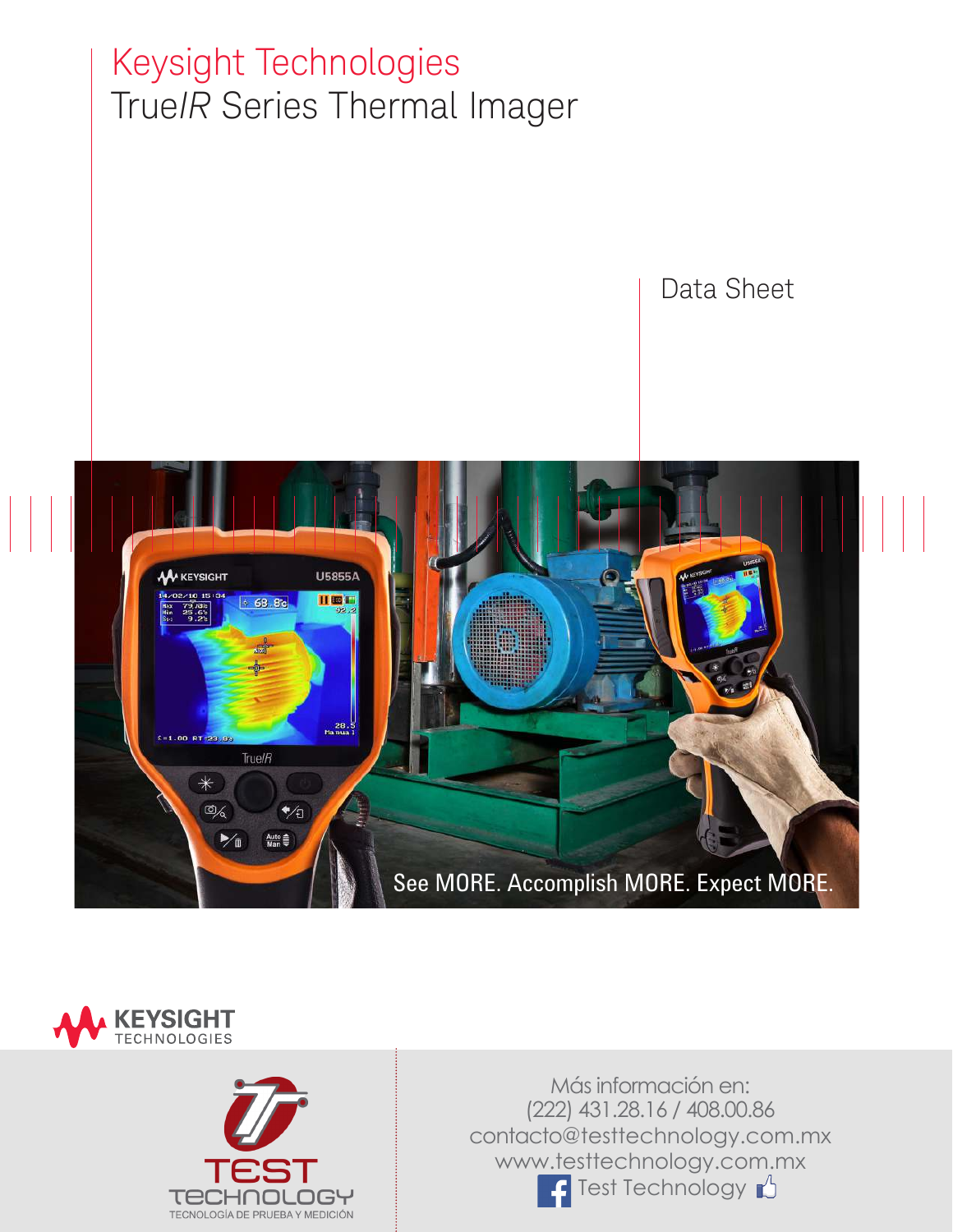# Keysight Technologies
## True*IR* Series Thermal Imager

Data Sheet

See MORE. Accomplish MORE. Expect MORE.

Más información en:
(222) 431.28.16 / 408.00.86
contacto@testtechnology.com.mx
www.testtechnology.com.mx
Test Technology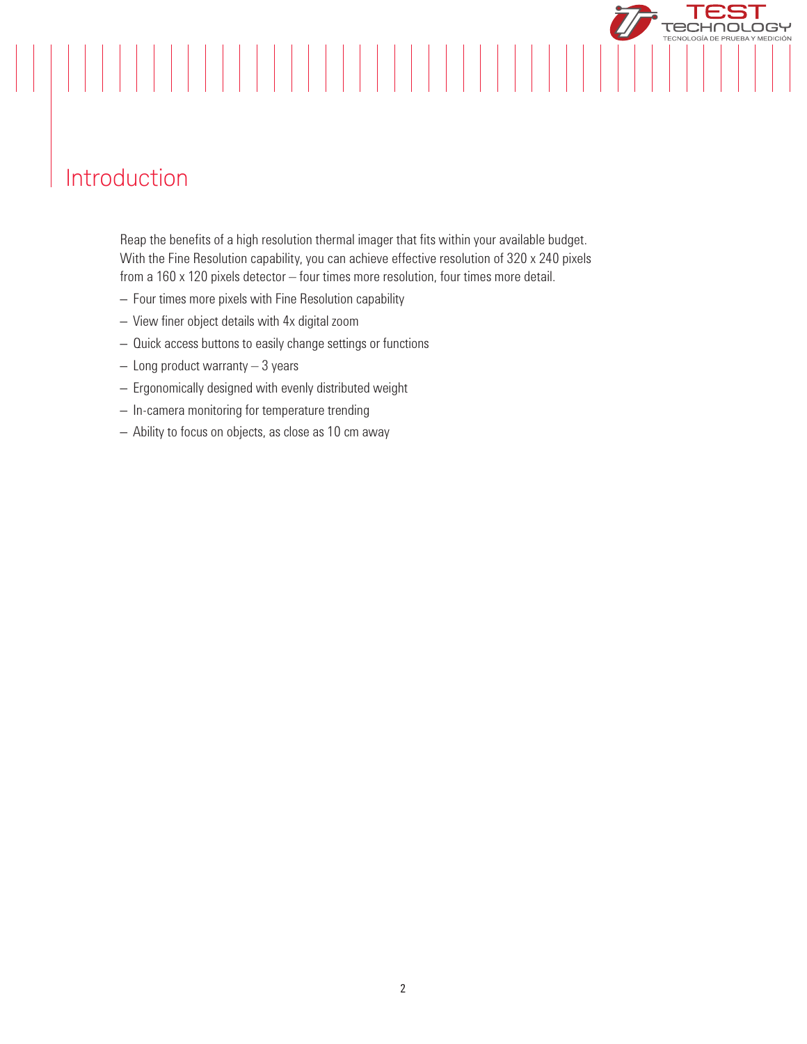## Introduction

Reap the benefits of a high resolution thermal imager that fits within your available budget. With the Fine Resolution capability, you can achieve effective resolution of 320 x 240 pixels from a 160 x 120 pixels detector – four times more resolution, four times more detail.

– Four times more pixels with Fine Resolution capability
– View finer object details with 4x digital zoom
– Quick access buttons to easily change settings or functions
– Long product warranty – 3 years
– Ergonomically designed with evenly distributed weight
– In-camera monitoring for temperature trending
– Ability to focus on objects, as close as 10 cm away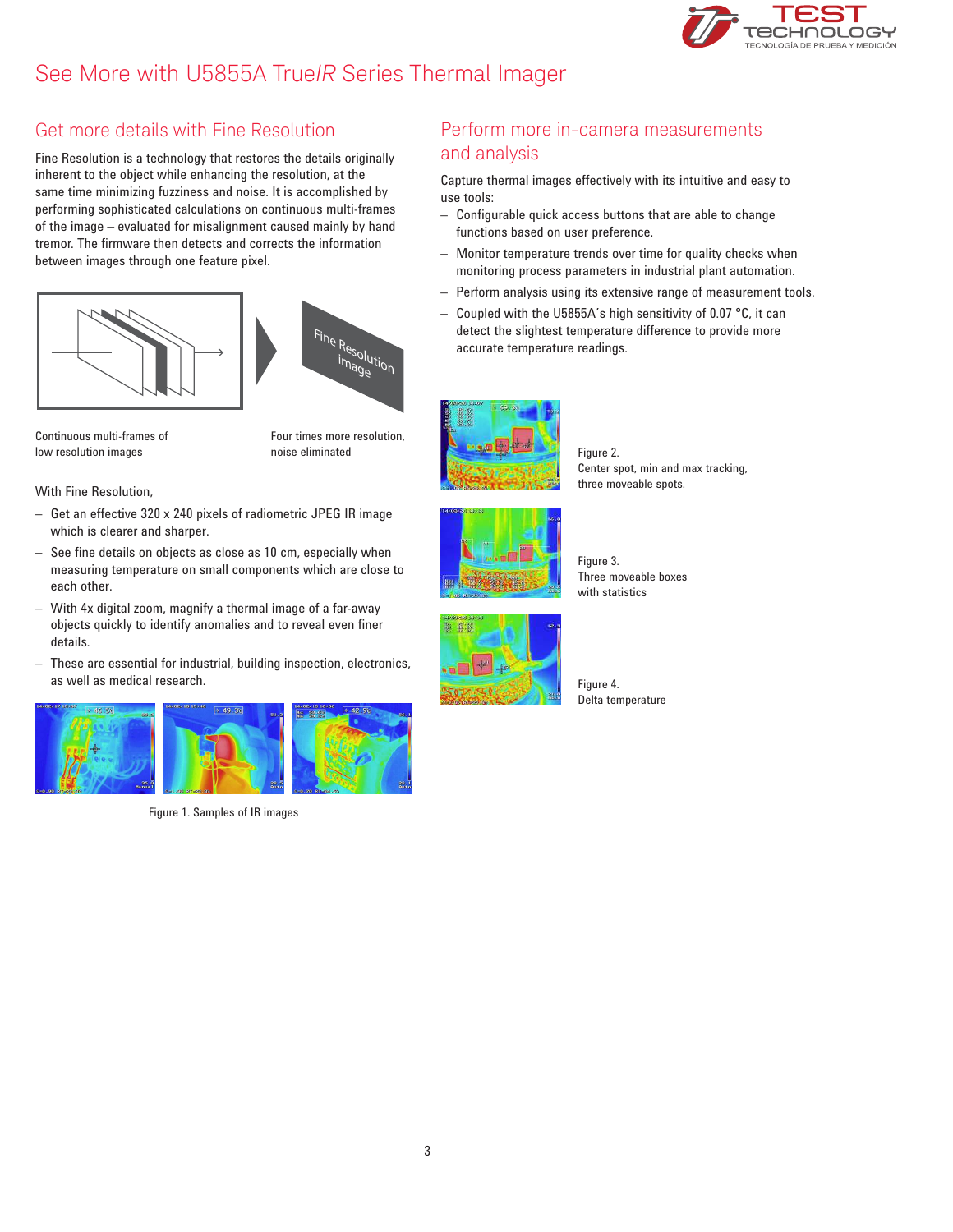# See More with U5855A True*IR* Series Thermal Imager

## Get more details with Fine Resolution

Fine Resolution is a technology that restores the details originally inherent to the object while enhancing the resolution, at the same time minimizing fuzziness and noise. It is accomplished by performing sophisticated calculations on continuous multi-frames of the image – evaluated for misalignment caused mainly by hand tremor. The firmware then detects and corrects the information between images through one feature pixel.

Fine Resolution image

Continuous multi-frames of low resolution images

Four times more resolution, noise eliminated

With Fine Resolution,

- Get an effective 320 x 240 pixels of radiometric JPEG IR image which is clearer and sharper.
- See fine details on objects as close as 10 cm, especially when measuring temperature on small components which are close to each other.
- With 4x digital zoom, magnify a thermal image of a far-away objects quickly to identify anomalies and to reveal even finer details.
- These are essential for industrial, building inspection, electronics, as well as medical research.

Figure 1. Samples of IR images

## Perform more in-camera measurements and analysis

Capture thermal images effectively with its intuitive and easy to use tools:

- Configurable quick access buttons that are able to change functions based on user preference.
- Monitor temperature trends over time for quality checks when monitoring process parameters in industrial plant automation.
- Perform analysis using its extensive range of measurement tools.
- Coupled with the U5855A's high sensitivity of 0.07 °C, it can detect the slightest temperature difference to provide more accurate temperature readings.

Figure 2.
Center spot, min and max tracking, three moveable spots.

Figure 3.
Three moveable boxes with statistics

Figure 4.
Delta temperature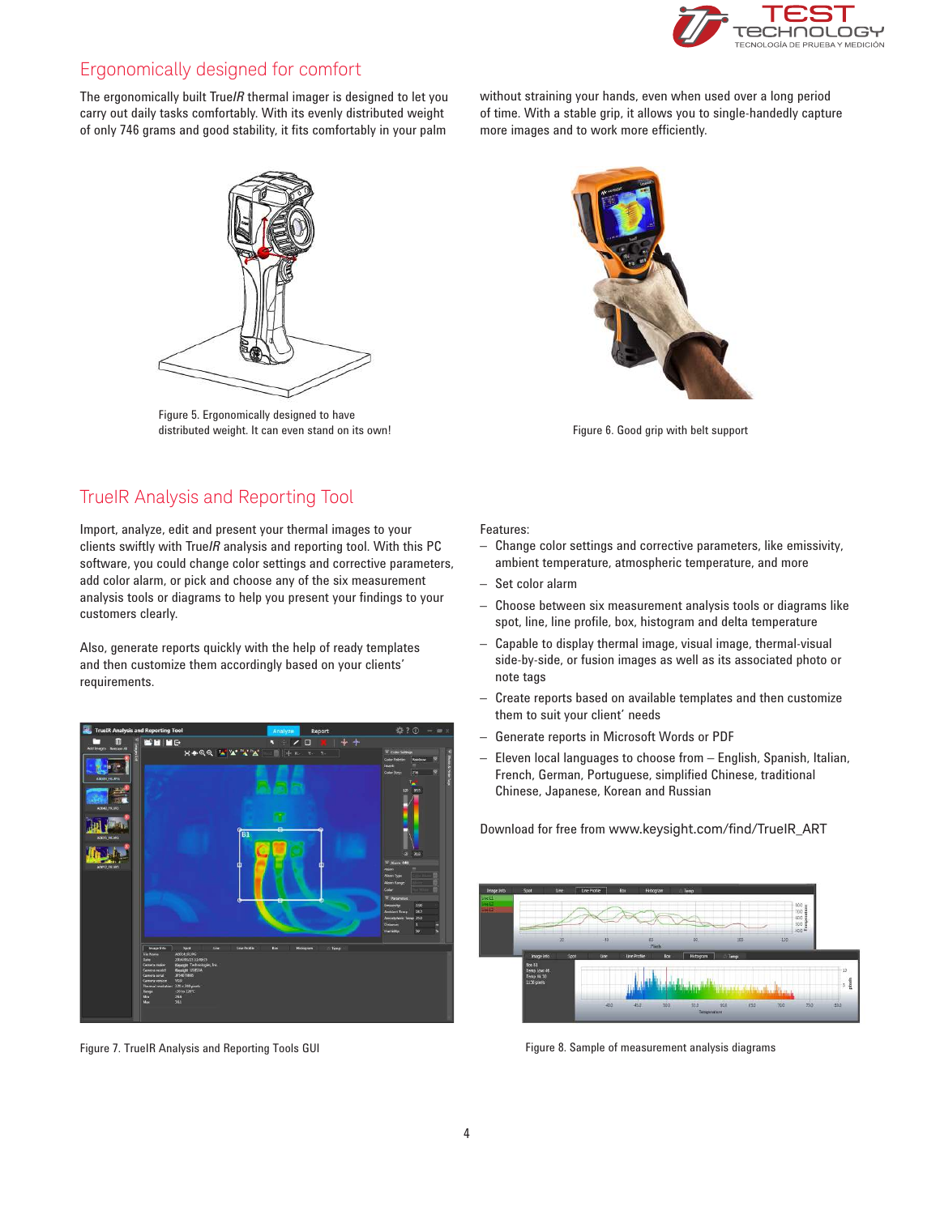## Ergonomically designed for comfort

The ergonomically built True*IR* thermal imager is designed to let you carry out daily tasks comfortably. With its evenly distributed weight of only 746 grams and good stability, it fits comfortably in your palm without straining your hands, even when used over a long period of time. With a stable grip, it allows you to single-handedly capture more images and to work more efficiently.

Figure 5. Ergonomically designed to have distributed weight. It can even stand on its own!

Figure 6. Good grip with belt support

## TrueIR Analysis and Reporting Tool

Import, analyze, edit and present your thermal images to your clients swiftly with True*IR* analysis and reporting tool. With this PC software, you could change color settings and corrective parameters, add color alarm, or pick and choose any of the six measurement analysis tools or diagrams to help you present your findings to your customers clearly.

Also, generate reports quickly with the help of ready templates and then customize them accordingly based on your clients' requirements.

Features:

- Change color settings and corrective parameters, like emissivity, ambient temperature, atmospheric temperature, and more
- Set color alarm
- Choose between six measurement analysis tools or diagrams like spot, line, line profile, box, histogram and delta temperature
- Capable to display thermal image, visual image, thermal-visual side-by-side, or fusion images as well as its associated photo or note tags
- Create reports based on available templates and then customize them to suit your client' needs
- Generate reports in Microsoft Words or PDF
- Eleven local languages to choose from – English, Spanish, Italian, French, German, Portuguese, simplified Chinese, traditional Chinese, Japanese, Korean and Russian

Download for free from www.keysight.com/find/TrueIR_ART

Figure 7. TrueIR Analysis and Reporting Tools GUI

Figure 8. Sample of measurement analysis diagrams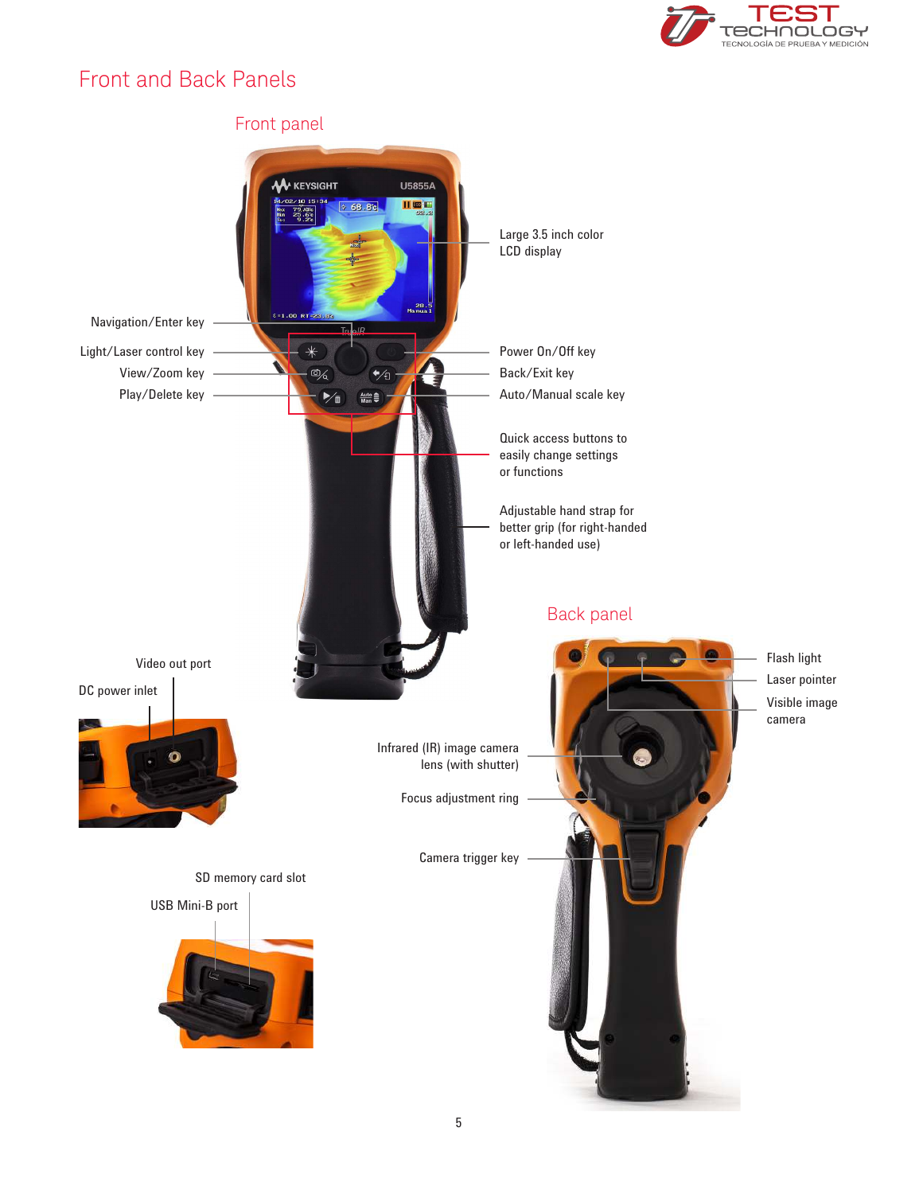# Front and Back Panels

## Front panel

- Large 3.5 inch color LCD display
- Navigation/Enter key
- Light/Laser control key
- View/Zoom key
- Play/Delete key
- Power On/Off key
- Back/Exit key
- Auto/Manual scale key
- Quick access buttons to easily change settings or functions
- Adjustable hand strap for better grip (for right-handed or left-handed use)

- Video out port
- DC power inlet
- SD memory card slot
- USB Mini-B port

## Back panel

- Flash light
- Laser pointer
- Visible image camera
- Infrared (IR) image camera lens (with shutter)
- Focus adjustment ring
- Camera trigger key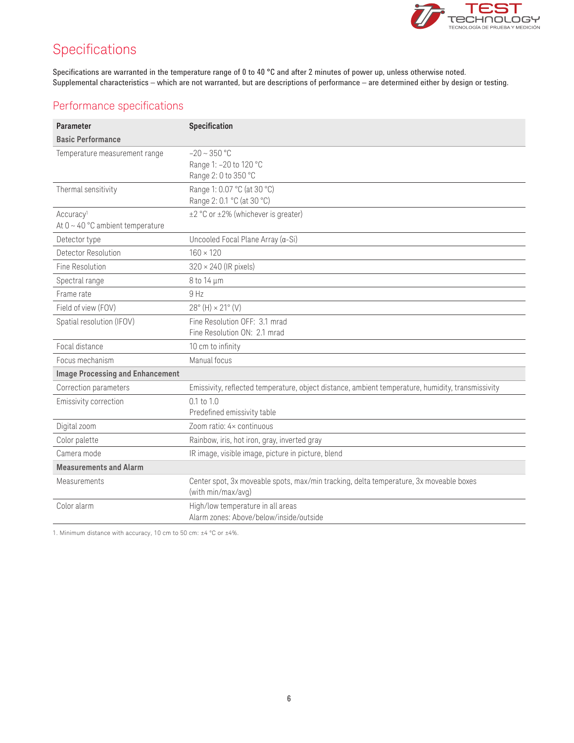# Specifications

Specifications are warranted in the temperature range of 0 to 40 °C and after 2 minutes of power up, unless otherwise noted.
Supplemental characteristics – which are not warranted, but are descriptions of performance – are determined either by design or testing.

## Performance specifications

| Parameter | Specification |
|---|---|
| **Basic Performance** | |
| Temperature measurement range | –20 ~ 350 °C<br>Range 1: –20 to 120 °C<br>Range 2: 0 to 350 °C |
| Thermal sensitivity | Range 1: 0.07 °C (at 30 °C)<br>Range 2: 0.1 °C (at 30 °C) |
| Accuracy[1]<br>At 0 ~ 40 °C ambient temperature | ±2 °C or ±2% (whichever is greater) |
| Detector type | Uncooled Focal Plane Array (α-Si) |
| Detector Resolution | 160 × 120 |
| Fine Resolution | 320 × 240 (IR pixels) |
| Spectral range | 8 to 14 µm |
| Frame rate | 9 Hz |
| Field of view (FOV) | 28° (H) × 21° (V) |
| Spatial resolution (IFOV) | Fine Resolution OFF: 3.1 mrad<br>Fine Resolution ON: 2.1 mrad |
| Focal distance | 10 cm to infinity |
| Focus mechanism | Manual focus |
| **Image Processing and Enhancement** | |
| Correction parameters | Emissivity, reflected temperature, object distance, ambient temperature, humidity, transmissivity |
| Emissivity correction | 0.1 to 1.0<br>Predefined emissivity table |
| Digital zoom | Zoom ratio: 4× continuous |
| Color palette | Rainbow, iris, hot iron, gray, inverted gray |
| Camera mode | IR image, visible image, picture in picture, blend |
| **Measurements and Alarm** | |
| Measurements | Center spot, 3x moveable spots, max/min tracking, delta temperature, 3x moveable boxes (with min/max/avg) |
| Color alarm | High/low temperature in all areas<br>Alarm zones: Above/below/inside/outside |

1. Minimum distance with accuracy, 10 cm to 50 cm: ±4 °C or ±4%.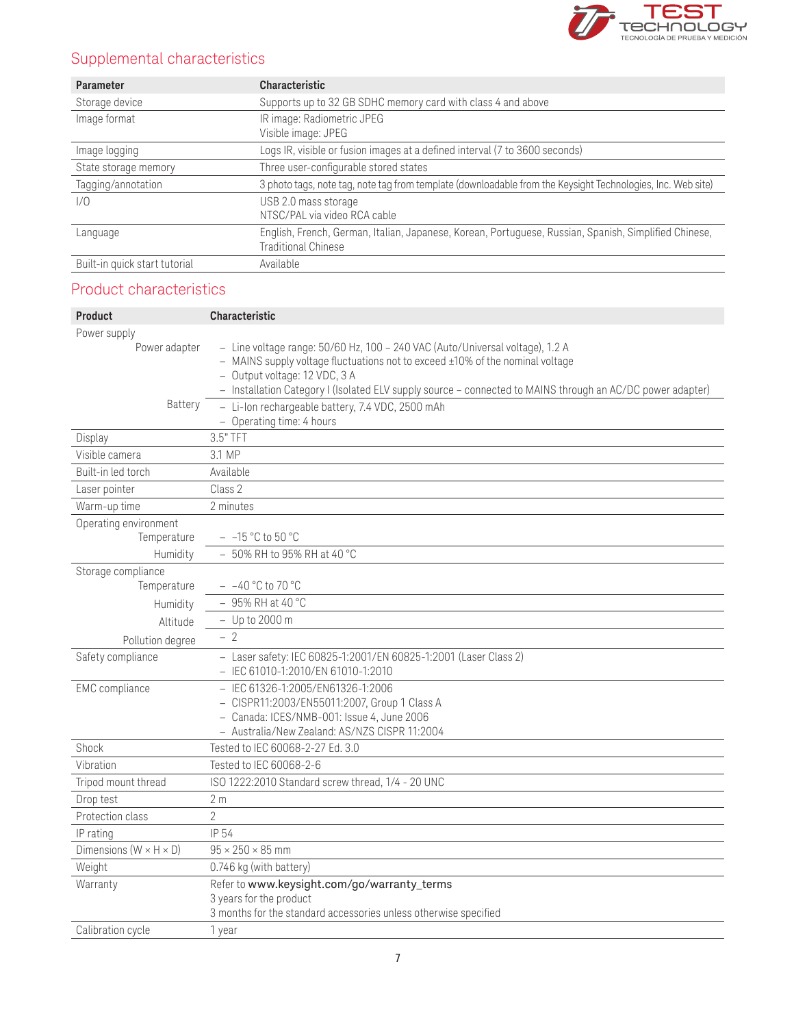## Supplemental characteristics

| Parameter | Characteristic |
|---|---|
| Storage device | Supports up to 32 GB SDHC memory card with class 4 and above |
| Image format | IR image: Radiometric JPEG<br>Visible image: JPEG |
| Image logging | Logs IR, visible or fusion images at a defined interval (7 to 3600 seconds) |
| State storage memory | Three user-configurable stored states |
| Tagging/annotation | 3 photo tags, note tag, note tag from template (downloadable from the Keysight Technologies, Inc. Web site) |
| I/O | USB 2.0 mass storage<br>NTSC/PAL via video RCA cable |
| Language | English, French, German, Italian, Japanese, Korean, Portuguese, Russian, Spanish, Simplified Chinese, Traditional Chinese |
| Built-in quick start tutorial | Available |

## Product characteristics

| Product | Characteristic |
|---|---|
| Power supply | |
| Power adapter | – Line voltage range: 50/60 Hz, 100 – 240 VAC (Auto/Universal voltage), 1.2 A<br>– MAINS supply voltage fluctuations not to exceed ±10% of the nominal voltage<br>– Output voltage: 12 VDC, 3 A<br>– Installation Category I (Isolated ELV supply source – connected to MAINS through an AC/DC power adapter) |
| Battery | – Li-Ion rechargeable battery, 7.4 VDC, 2500 mAh<br>– Operating time: 4 hours |
| Display | 3.5" TFT |
| Visible camera | 3.1 MP |
| Built-in led torch | Available |
| Laser pointer | Class 2 |
| Warm-up time | 2 minutes |
| Operating environment | |
| Temperature | – –15 °C to 50 °C |
| Humidity | – 50% RH to 95% RH at 40 °C |
| Storage compliance | |
| Temperature | – –40 °C to 70 °C |
| Humidity | – 95% RH at 40 °C |
| Altitude | – Up to 2000 m |
| Pollution degree | – 2 |
| Safety compliance | – Laser safety: IEC 60825-1:2001/EN 60825-1:2001 (Laser Class 2)<br>– IEC 61010-1:2010/EN 61010-1:2010 |
| EMC compliance | – IEC 61326-1:2005/EN61326-1:2006<br>– CISPR11:2003/EN55011:2007, Group 1 Class A<br>– Canada: ICES/NMB-001: Issue 4, June 2006<br>– Australia/New Zealand: AS/NZS CISPR 11:2004 |
| Shock | Tested to IEC 60068-2-27 Ed. 3.0 |
| Vibration | Tested to IEC 60068-2-6 |
| Tripod mount thread | ISO 1222:2010 Standard screw thread, 1/4 - 20 UNC |
| Drop test | 2 m |
| Protection class | 2 |
| IP rating | IP 54 |
| Dimensions (W × H × D) | 95 × 250 × 85 mm |
| Weight | 0.746 kg (with battery) |
| Warranty | Refer to www.keysight.com/go/warranty_terms<br>3 years for the product<br>3 months for the standard accessories unless otherwise specified |
| Calibration cycle | 1 year |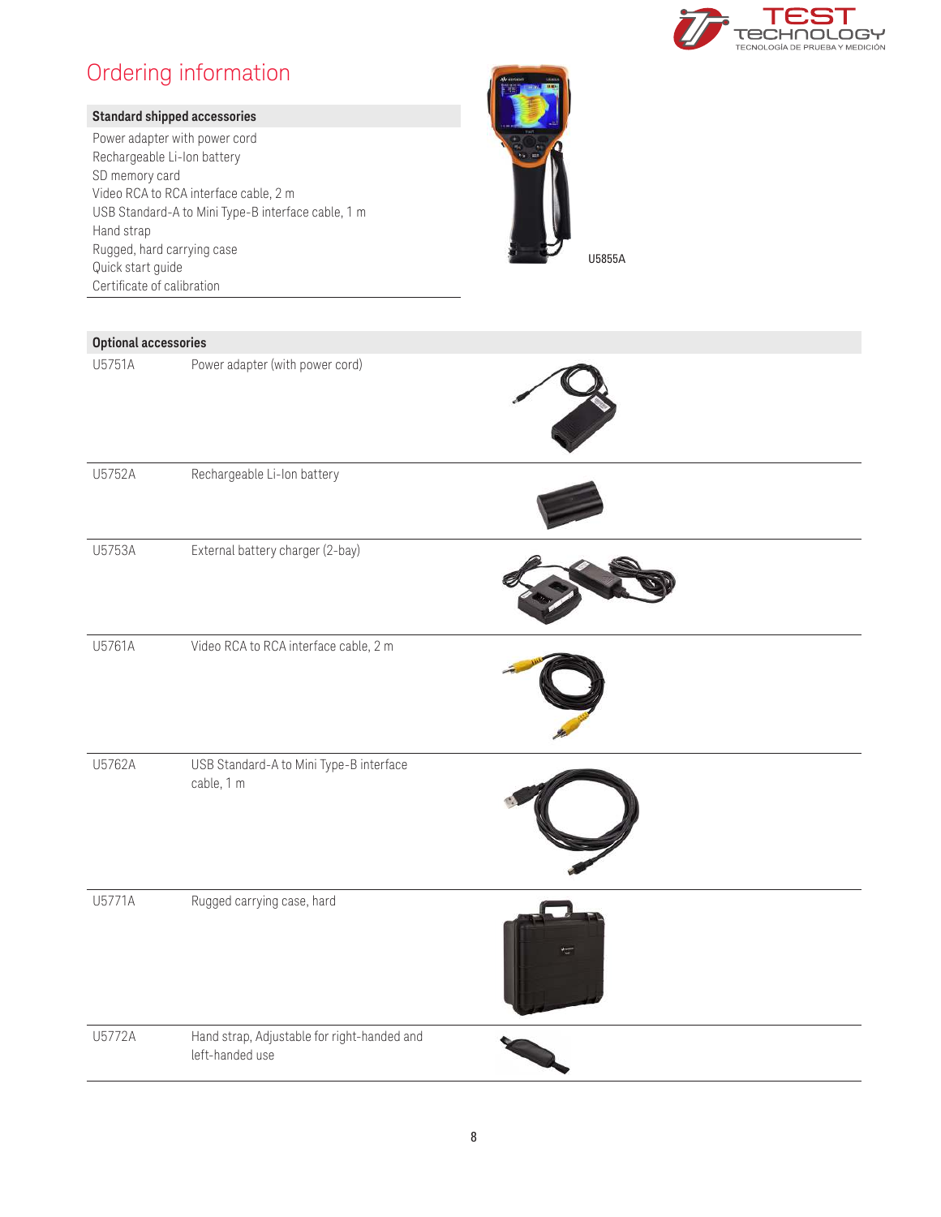# Ordering information

| Standard shipped accessories |
| --- |
| Power adapter with power cord |
| Rechargeable Li-Ion battery |
| SD memory card |
| Video RCA to RCA interface cable, 2 m |
| USB Standard-A to Mini Type-B interface cable, 1 m |
| Hand strap |
| Rugged, hard carrying case |
| Quick start guide |
| Certificate of calibration |

U5855A

| Optional accessories | |
| --- | --- |
| U5751A | Power adapter (with power cord) |
| U5752A | Rechargeable Li-Ion battery |
| U5753A | External battery charger (2-bay) |
| U5761A | Video RCA to RCA interface cable, 2 m |
| U5762A | USB Standard-A to Mini Type-B interface cable, 1 m |
| U5771A | Rugged carrying case, hard |
| U5772A | Hand strap, Adjustable for right-handed and left-handed use |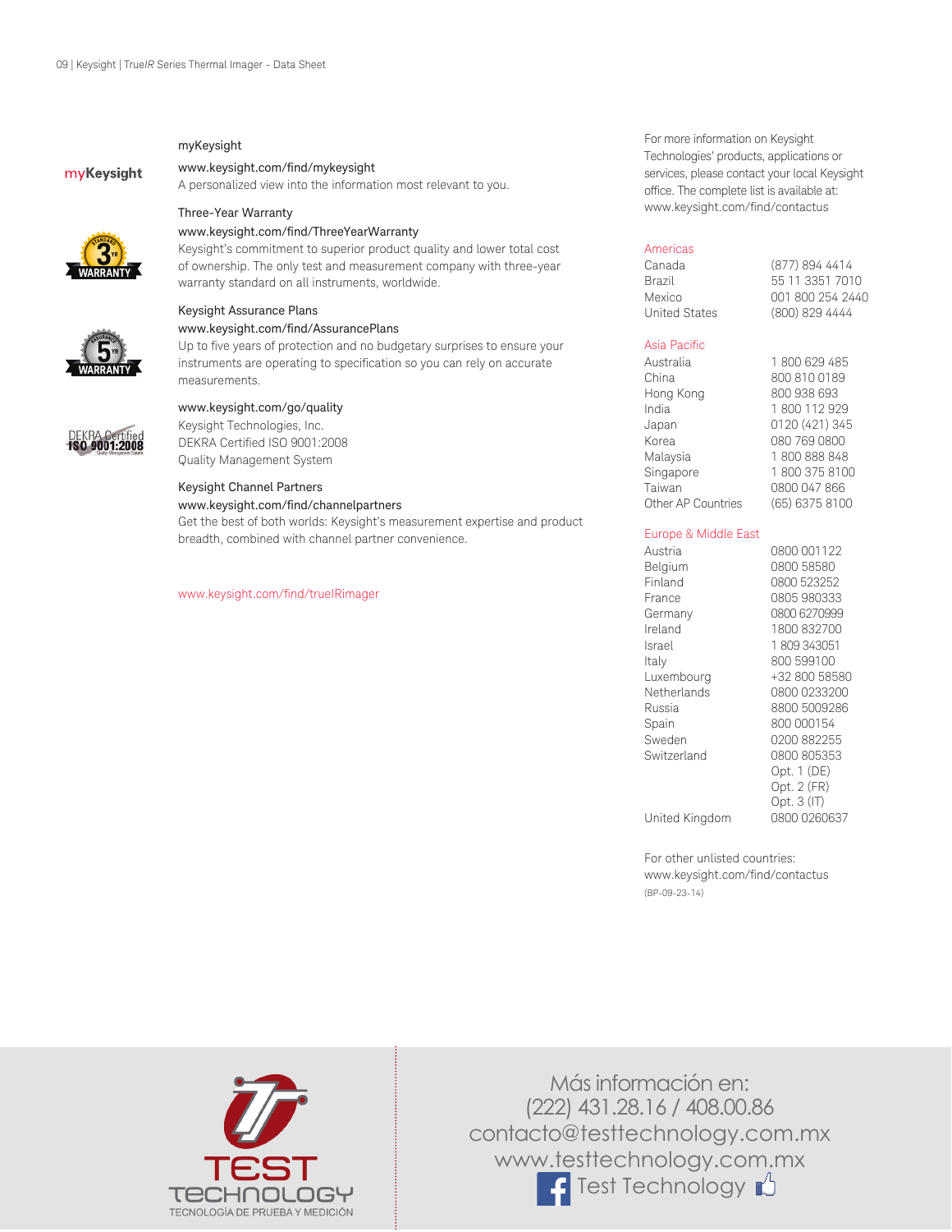myKeysight

### myKeysight

www.keysight.com/find/mykeysight
A personalized view into the information most relevant to you.

### Three-Year Warranty

www.keysight.com/find/ThreeYearWarranty
Keysight's commitment to superior product quality and lower total cost of ownership. The only test and measurement company with three-year warranty standard on all instruments, worldwide.

### Keysight Assurance Plans

www.keysight.com/find/AssurancePlans
Up to five years of protection and no budgetary surprises to ensure your instruments are operating to specification so you can rely on accurate measurements.

www.keysight.com/go/quality
Keysight Technologies, Inc.
DEKRA Certified ISO 9001:2008
Quality Management System

### Keysight Channel Partners

www.keysight.com/find/channelpartners
Get the best of both worlds: Keysight's measurement expertise and product breadth, combined with channel partner convenience.

www.keysight.com/find/trueIRimager

For more information on Keysight Technologies' products, applications or services, please contact your local Keysight office. The complete list is available at:
www.keysight.com/find/contactus

**Americas**

| | |
|---|---|
| Canada | (877) 894 4414 |
| Brazil | 55 11 3351 7010 |
| Mexico | 001 800 254 2440 |
| United States | (800) 829 4444 |

**Asia Pacific**

| | |
|---|---|
| Australia | 1 800 629 485 |
| China | 800 810 0189 |
| Hong Kong | 800 938 693 |
| India | 1 800 112 929 |
| Japan | 0120 (421) 345 |
| Korea | 080 769 0800 |
| Malaysia | 1 800 888 848 |
| Singapore | 1 800 375 8100 |
| Taiwan | 0800 047 866 |
| Other AP Countries | (65) 6375 8100 |

**Europe & Middle East**

| | |
|---|---|
| Austria | 0800 001122 |
| Belgium | 0800 58580 |
| Finland | 0800 523252 |
| France | 0805 980333 |
| Germany | 0800 6270999 |
| Ireland | 1800 832700 |
| Israel | 1 809 343051 |
| Italy | 800 599100 |
| Luxembourg | +32 800 58580 |
| Netherlands | 0800 0233200 |
| Russia | 8800 5009286 |
| Spain | 800 000154 |
| Sweden | 0200 882255 |
| Switzerland | 0800 805353 |
| | Opt. 1 (DE) |
| | Opt. 2 (FR) |
| | Opt. 3 (IT) |
| United Kingdom | 0800 0260637 |

For other unlisted countries:
www.keysight.com/find/contactus
(BP-09-23-14)

TEST TECHNOLOGY
TECNOLOGÍA DE PRUEBA Y MEDICIÓN

Más información en:
(222) 431.28.16 / 408.00.86
contacto@testtechnology.com.mx
www.testtechnology.com.mx
Test Technology